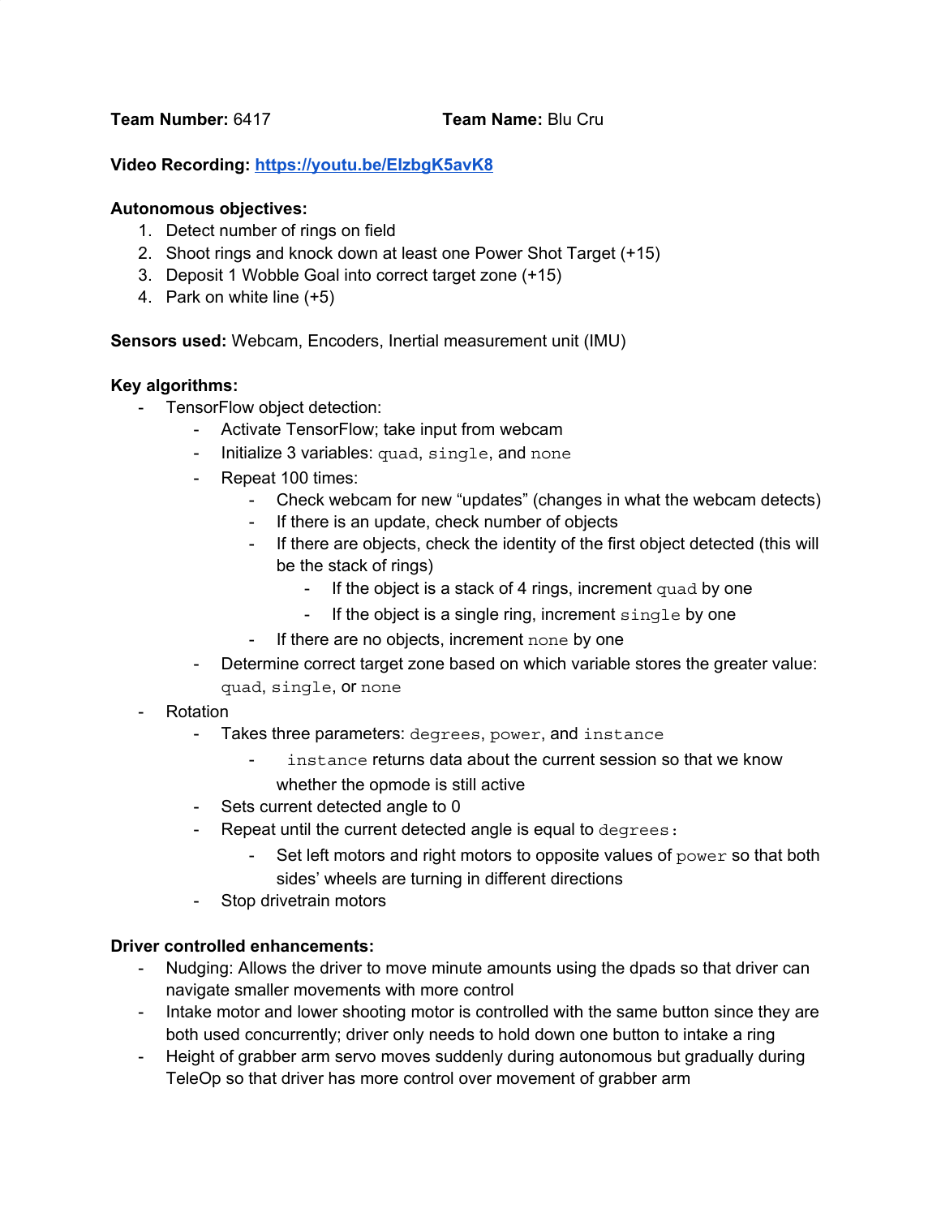**Team Number:** 6417 **Team Name:** Blu Cru

**Video Recording:** [https://youtu.be/EIzbgK5avK8](https://youtu.be/EIzbgK5avK8)

**Autonomous objectives:**

1. Detect number of rings on field
2. Shoot rings and knock down at least one Power Shot Target (+15)
3. Deposit 1 Wobble Goal into correct target zone (+15)
4. Park on white line (+5)

**Sensors used:** Webcam, Encoders, Inertial measurement unit (IMU)

**Key algorithms:**

- TensorFlow object detection:
  - Activate TensorFlow; take input from webcam
  - Initialize 3 variables: `quad`, `single`, and `none`
  - Repeat 100 times:
    - Check webcam for new "updates" (changes in what the webcam detects)
    - If there is an update, check number of objects
    - If there are objects, check the identity of the first object detected (this will be the stack of rings)
      - If the object is a stack of 4 rings, increment `quad` by one
      - If the object is a single ring, increment `single` by one
    - If there are no objects, increment `none` by one
  - Determine correct target zone based on which variable stores the greater value: `quad`, `single`, or `none`
- Rotation
  - Takes three parameters: `degrees`, `power`, and `instance`
    - `instance` returns data about the current session so that we know whether the opmode is still active
  - Sets current detected angle to 0
  - Repeat until the current detected angle is equal to `degrees`:
    - Set left motors and right motors to opposite values of `power` so that both sides' wheels are turning in different directions
  - Stop drivetrain motors

**Driver controlled enhancements:**

- Nudging: Allows the driver to move minute amounts using the dpads so that driver can navigate smaller movements with more control
- Intake motor and lower shooting motor is controlled with the same button since they are both used concurrently; driver only needs to hold down one button to intake a ring
- Height of grabber arm servo moves suddenly during autonomous but gradually during TeleOp so that driver has more control over movement of grabber arm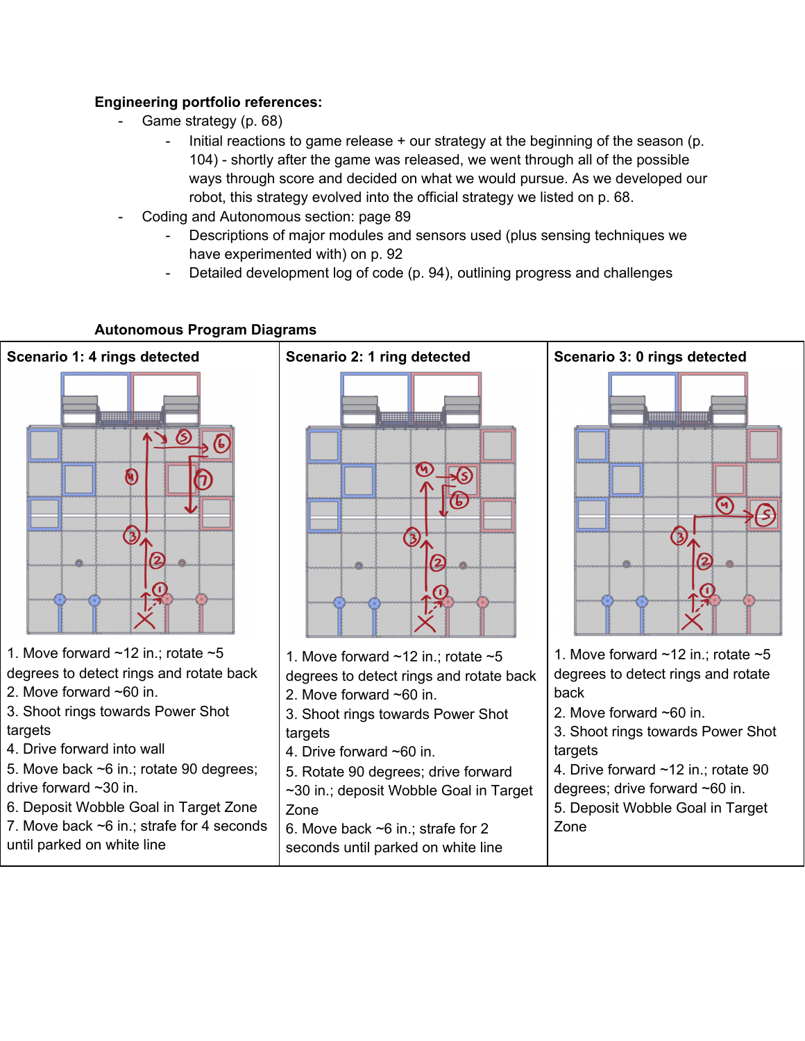**Engineering portfolio references:**

- Game strategy (p. 68)
  - Initial reactions to game release + our strategy at the beginning of the season (p. 104) - shortly after the game was released, we went through all of the possible ways through score and decided on what we would pursue. As we developed our robot, this strategy evolved into the official strategy we listed on p. 68.
- Coding and Autonomous section: page 89
  - Descriptions of major modules and sensors used (plus sensing techniques we have experimented with) on p. 92
  - Detailed development log of code (p. 94), outlining progress and challenges

**Autonomous Program Diagrams**

| **Scenario 1: 4 rings detected** | **Scenario 2: 1 ring detected** | **Scenario 3: 0 rings detected** |
|---|---|---|
| 1. Move forward ~12 in.; rotate ~5 degrees to detect rings and rotate back<br>2. Move forward ~60 in.<br>3. Shoot rings towards Power Shot targets<br>4. Drive forward into wall<br>5. Move back ~6 in.; rotate 90 degrees; drive forward ~30 in.<br>6. Deposit Wobble Goal in Target Zone<br>7. Move back ~6 in.; strafe for 4 seconds until parked on white line | 1. Move forward ~12 in.; rotate ~5 degrees to detect rings and rotate back<br>2. Move forward ~60 in.<br>3. Shoot rings towards Power Shot targets<br>4. Drive forward ~60 in.<br>5. Rotate 90 degrees; drive forward ~30 in.; deposit Wobble Goal in Target Zone<br>6. Move back ~6 in.; strafe for 2 seconds until parked on white line | 1. Move forward ~12 in.; rotate ~5 degrees to detect rings and rotate back<br>2. Move forward ~60 in.<br>3. Shoot rings towards Power Shot targets<br>4. Drive forward ~12 in.; rotate 90 degrees; drive forward ~60 in.<br>5. Deposit Wobble Goal in Target Zone |